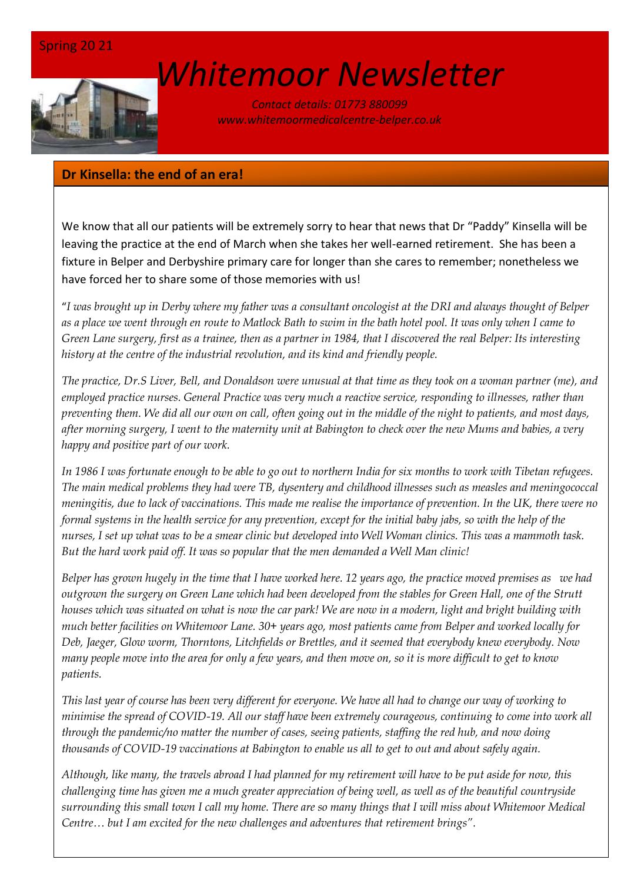Spring 20 21

# Whitemoor Newsletter

*Contact details: 01773 880099*
*www.whitemoormedicalcentre-belper.co.uk*

## Dr Kinsella: the end of an era!

We know that all our patients will be extremely sorry to hear that news that Dr "Paddy" Kinsella will be leaving the practice at the end of March when she takes her well-earned retirement. She has been a fixture in Belper and Derbyshire primary care for longer than she cares to remember; nonetheless we have forced her to share some of those memories with us!

"*I was brought up in Derby where my father was a consultant oncologist at the DRI and always thought of Belper as a place we went through en route to Matlock Bath to swim in the bath hotel pool. It was only when I came to Green Lane surgery, first as a trainee, then as a partner in 1984, that I discovered the real Belper: Its interesting history at the centre of the industrial revolution, and its kind and friendly people.*

*The practice, Dr.S Liver, Bell, and Donaldson were unusual at that time as they took on a woman partner (me), and employed practice nurses. General Practice was very much a reactive service, responding to illnesses, rather than preventing them. We did all our own on call, often going out in the middle of the night to patients, and most days, after morning surgery, I went to the maternity unit at Babington to check over the new Mums and babies, a very happy and positive part of our work.*

*In 1986 I was fortunate enough to be able to go out to northern India for six months to work with Tibetan refugees. The main medical problems they had were TB, dysentery and childhood illnesses such as measles and meningococcal meningitis, due to lack of vaccinations. This made me realise the importance of prevention. In the UK, there were no formal systems in the health service for any prevention, except for the initial baby jabs, so with the help of the nurses, I set up what was to be a smear clinic but developed into Well Woman clinics. This was a mammoth task. But the hard work paid off. It was so popular that the men demanded a Well Man clinic!*

*Belper has grown hugely in the time that I have worked here. 12 years ago, the practice moved premises as we had outgrown the surgery on Green Lane which had been developed from the stables for Green Hall, one of the Strutt houses which was situated on what is now the car park! We are now in a modern, light and bright building with much better facilities on Whitemoor Lane. 30+ years ago, most patients came from Belper and worked locally for Deb, Jaeger, Glow worm, Thorntons, Litchfields or Brettles, and it seemed that everybody knew everybody. Now many people move into the area for only a few years, and then move on, so it is more difficult to get to know patients.*

*This last year of course has been very different for everyone. We have all had to change our way of working to minimise the spread of COVID-19. All our staff have been extremely courageous, continuing to come into work all through the pandemic/no matter the number of cases, seeing patients, staffing the red hub, and now doing thousands of COVID-19 vaccinations at Babington to enable us all to get to out and about safely again.*

*Although, like many, the travels abroad I had planned for my retirement will have to be put aside for now, this challenging time has given me a much greater appreciation of being well, as well as of the beautiful countryside surrounding this small town I call my home. There are so many things that I will miss about Whitemoor Medical Centre… but I am excited for the new challenges and adventures that retirement brings*".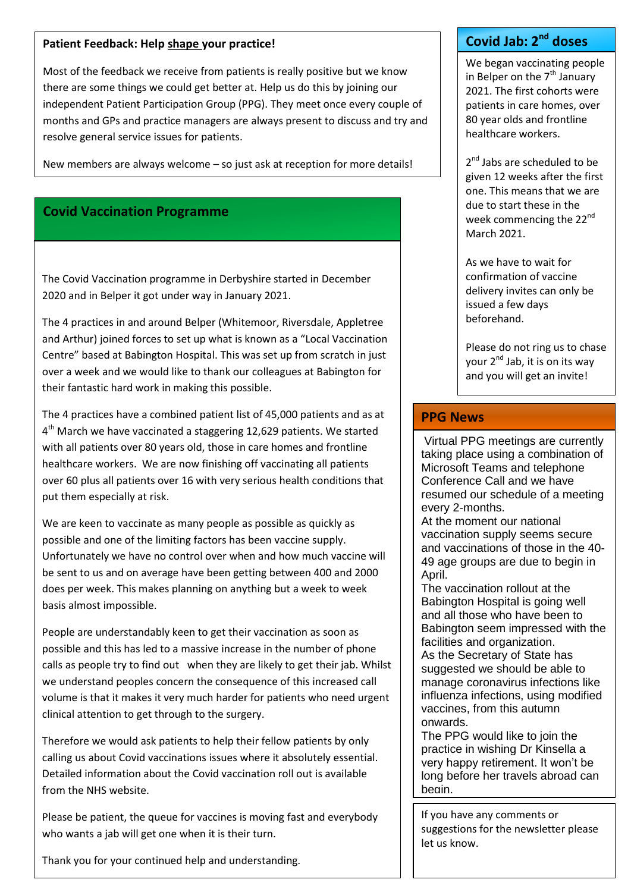**Patient Feedback: Help shape your practice!**

Most of the feedback we receive from patients is really positive but we know there are some things we could get better at. Help us do this by joining our independent Patient Participation Group (PPG). They meet once every couple of months and GPs and practice managers are always present to discuss and try and resolve general service issues for patients.

New members are always welcome – so just ask at reception for more details!

## Covid Vaccination Programme

The Covid Vaccination programme in Derbyshire started in December 2020 and in Belper it got under way in January 2021.

The 4 practices in and around Belper (Whitemoor, Riversdale, Appletree and Arthur) joined forces to set up what is known as a "Local Vaccination Centre" based at Babington Hospital. This was set up from scratch in just over a week and we would like to thank our colleagues at Babington for their fantastic hard work in making this possible.

The 4 practices have a combined patient list of 45,000 patients and as at 4th March we have vaccinated a staggering 12,629 patients. We started with all patients over 80 years old, those in care homes and frontline healthcare workers. We are now finishing off vaccinating all patients over 60 plus all patients over 16 with very serious health conditions that put them especially at risk.

We are keen to vaccinate as many people as possible as quickly as possible and one of the limiting factors has been vaccine supply. Unfortunately we have no control over when and how much vaccine will be sent to us and on average have been getting between 400 and 2000 does per week. This makes planning on anything but a week to week basis almost impossible.

People are understandably keen to get their vaccination as soon as possible and this has led to a massive increase in the number of phone calls as people try to find out when they are likely to get their jab. Whilst we understand peoples concern the consequence of this increased call volume is that it makes it very much harder for patients who need urgent clinical attention to get through to the surgery.

Therefore we would ask patients to help their fellow patients by only calling us about Covid vaccinations issues where it absolutely essential. Detailed information about the Covid vaccination roll out is available from the NHS website.

Please be patient, the queue for vaccines is moving fast and everybody who wants a jab will get one when it is their turn.

Thank you for your continued help and understanding.

## Covid Jab: 2nd doses

We began vaccinating people in Belper on the 7th January 2021. The first cohorts were patients in care homes, over 80 year olds and frontline healthcare workers.

2nd Jabs are scheduled to be given 12 weeks after the first one. This means that we are due to start these in the week commencing the 22nd March 2021.

As we have to wait for confirmation of vaccine delivery invites can only be issued a few days beforehand.

Please do not ring us to chase your 2nd Jab, it is on its way and you will get an invite!

## PPG News

Virtual PPG meetings are currently taking place using a combination of Microsoft Teams and telephone Conference Call and we have resumed our schedule of a meeting every 2-months.

At the moment our national vaccination supply seems secure and vaccinations of those in the 40-49 age groups are due to begin in April.

The vaccination rollout at the Babington Hospital is going well and all those who have been to Babington seem impressed with the facilities and organization.

As the Secretary of State has suggested we should be able to manage coronavirus infections like influenza infections, using modified vaccines, from this autumn onwards.

The PPG would like to join the practice in wishing Dr Kinsella a very happy retirement. It won't be long before her travels abroad can begin.

If you have any comments or suggestions for the newsletter please let us know.